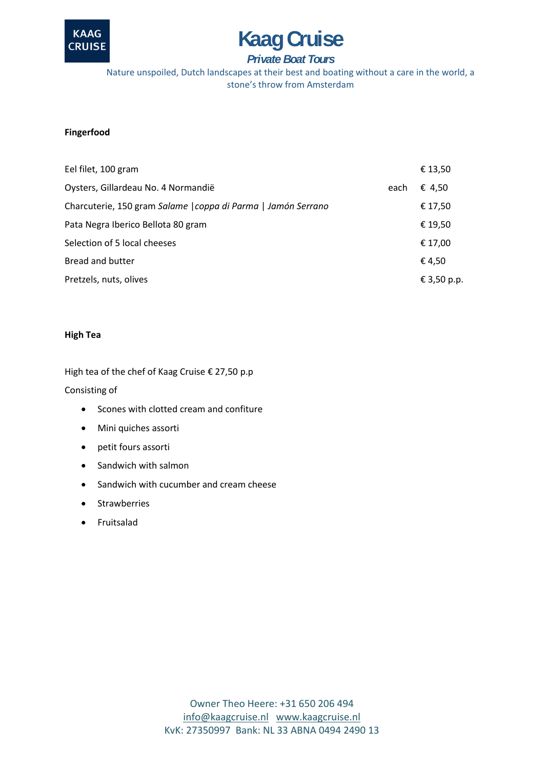# Kaag Cruise

***Private Boat Tours***

Nature unspoiled, Dutch landscapes at their best and boating without a care in the world, a stone's throw from Amsterdam

**Fingerfood**

| | | |
|---|---|---|
| Eel filet, 100 gram | | € 13,50 |
| Oysters, Gillardeau No. 4 Normandië | each | € 4,50 |
| Charcuterie, 150 gram *Salame* \| *coppa di Parma* \| *Jamón Serrano* | | € 17,50 |
| Pata Negra Iberico Bellota 80 gram | | € 19,50 |
| Selection of 5 local cheeses | | € 17,00 |
| Bread and butter | | € 4,50 |
| Pretzels, nuts, olives | | € 3,50 p.p. |

**High Tea**

High tea of the chef of Kaag Cruise € 27,50 p.p

Consisting of

- Scones with clotted cream and confiture
- Mini quiches assorti
- petit fours assorti
- Sandwich with salmon
- Sandwich with cucumber and cream cheese
- Strawberries
- Fruitsalad

Owner Theo Heere: +31 650 206 494
info@kaagcruise.nl www.kaagcruise.nl
KvK: 27350997 Bank: NL 33 ABNA 0494 2490 13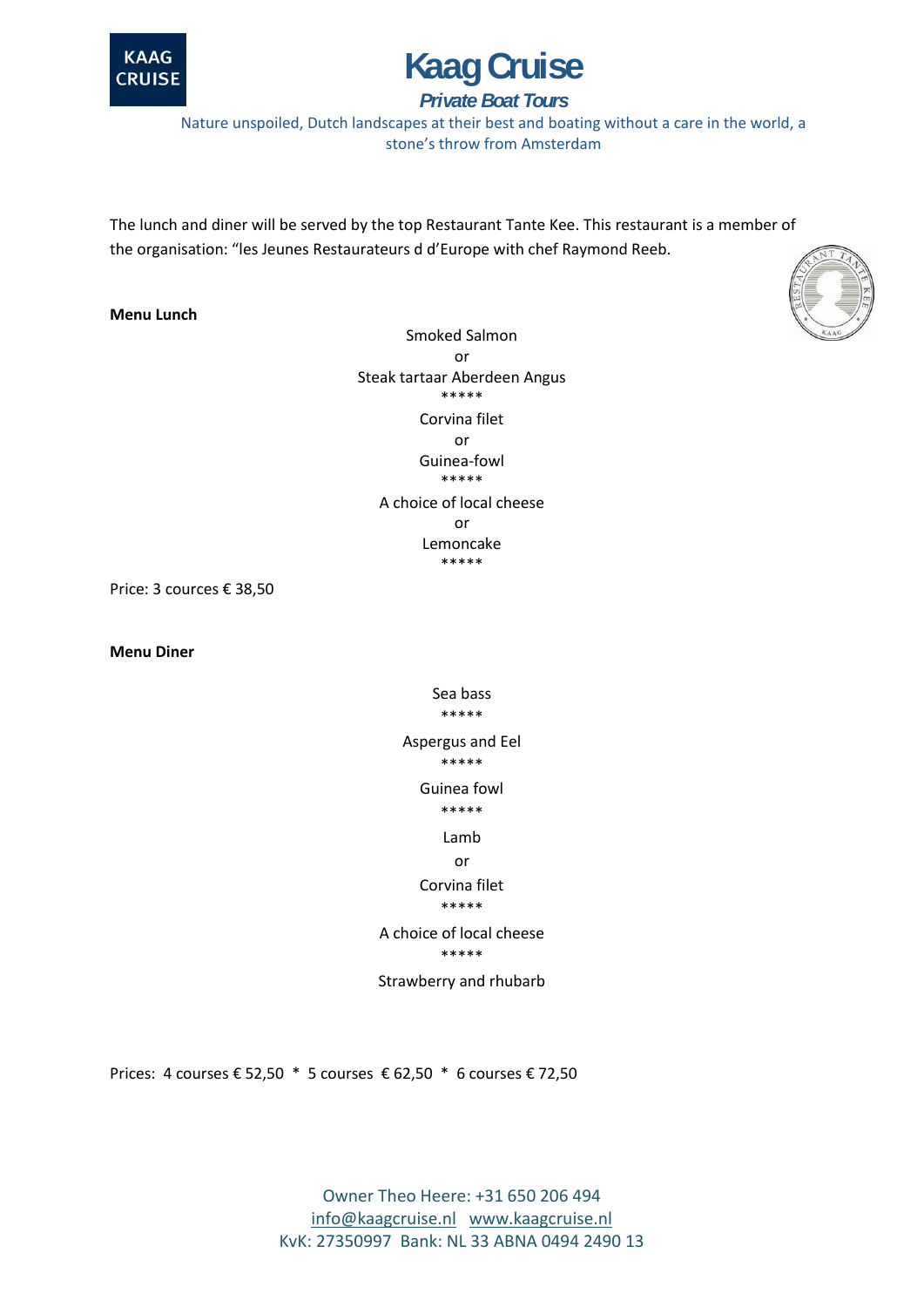# Kaag Cruise

***Private Boat Tours***

Nature unspoiled, Dutch landscapes at their best and boating without a care in the world, a stone's throw from Amsterdam

The lunch and diner will be served by the top Restaurant Tante Kee. This restaurant is a member of the organisation: "les Jeunes Restaurateurs d d'Europe with chef Raymond Reeb.

**Menu Lunch**

Smoked Salmon
or
Steak tartaar Aberdeen Angus
*****
Corvina filet
or
Guinea-fowl
*****
A choice of local cheese
or
Lemoncake
*****

Price: 3 cources € 38,50

**Menu Diner**

Sea bass
*****
Aspergus and Eel
*****
Guinea fowl
*****
Lamb
or
Corvina filet
*****
A choice of local cheese
*****
Strawberry and rhubarb

Prices: 4 courses € 52,50 * 5 courses € 62,50 * 6 courses € 72,50

Owner Theo Heere: +31 650 206 494
info@kaagcruise.nl www.kaagcruise.nl
KvK: 27350997 Bank: NL 33 ABNA 0494 2490 13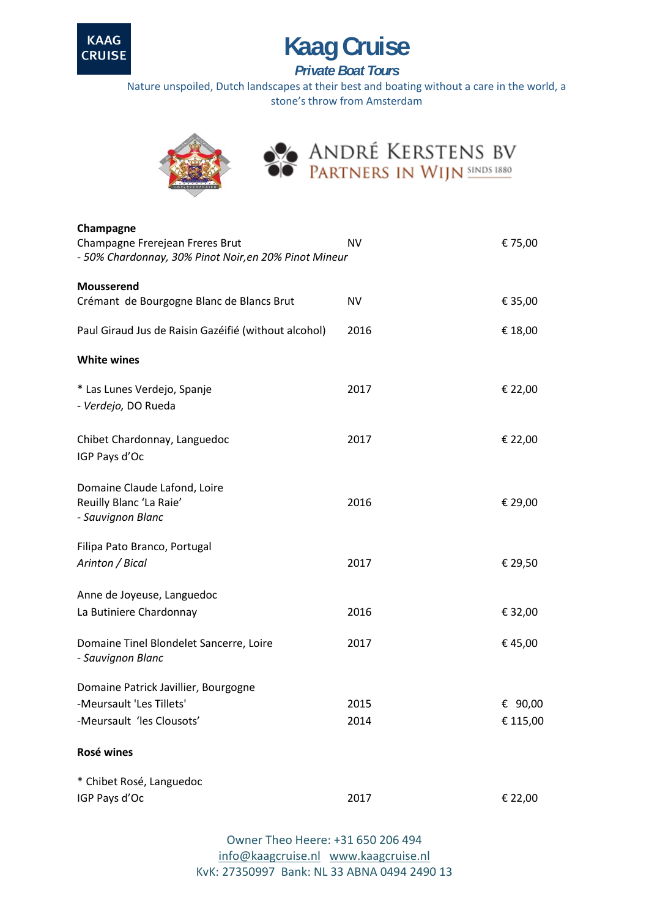# Kaag Cruise

***Private Boat Tours***

Nature unspoiled, Dutch landscapes at their best and boating without a care in the world, a stone's throw from Amsterdam

ANDRÉ KERSTENS BV
PARTNERS IN WIJN SINDS 1880

| | | |
|---|---|---|
| **Champagne** | | |
| Champagne Frerejean Freres Brut<br>*- 50% Chardonnay, 30% Pinot Noir,en 20% Pinot Mineur* | NV | € 75,00 |
| **Mousserend** | | |
| Crémant de Bourgogne Blanc de Blancs Brut | NV | € 35,00 |
| Paul Giraud Jus de Raisin Gazéifié (without alcohol) | 2016 | € 18,00 |
| **White wines** | | |
| * Las Lunes Verdejo, Spanje<br>- *Verdejo,* DO Rueda | 2017 | € 22,00 |
| Chibet Chardonnay, Languedoc<br>IGP Pays d'Oc | 2017 | € 22,00 |
| Domaine Claude Lafond, Loire<br>Reuilly Blanc 'La Raie'<br>*- Sauvignon Blanc* | 2016 | € 29,00 |
| Filipa Pato Branco, Portugal<br>*Arinton / Bical* | 2017 | € 29,50 |
| Anne de Joyeuse, Languedoc<br>La Butiniere Chardonnay | 2016 | € 32,00 |
| Domaine Tinel Blondelet Sancerre, Loire<br>*- Sauvignon Blanc* | 2017 | € 45,00 |
| Domaine Patrick Javillier, Bourgogne | | |
| -Meursault 'Les Tillets' | 2015 | € 90,00 |
| -Meursault 'les Clousots' | 2014 | € 115,00 |
| **Rosé wines** | | |
| * Chibet Rosé, Languedoc<br>IGP Pays d'Oc | 2017 | € 22,00 |

Owner Theo Heere: +31 650 206 494
info@kaagcruise.nl www.kaagcruise.nl
KvK: 27350997 Bank: NL 33 ABNA 0494 2490 13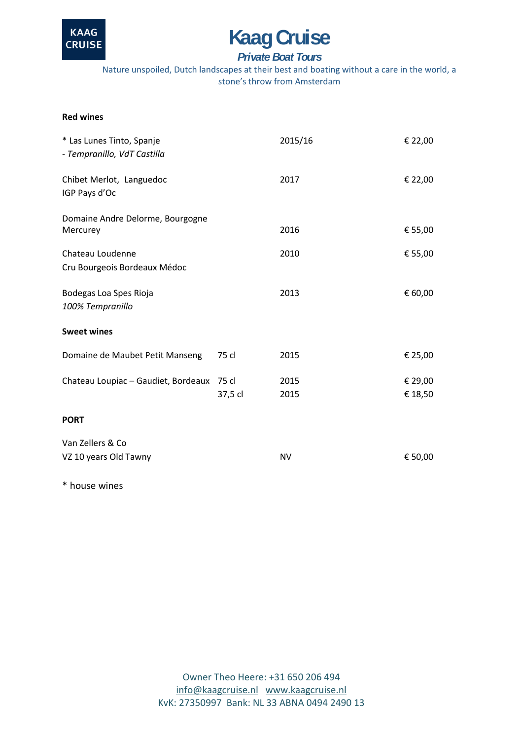KAAG CRUISE

# Kaag Cruise

### *Private Boat Tours*

Nature unspoiled, Dutch landscapes at their best and boating without a care in the world, a stone's throw from Amsterdam

**Red wines**

| | | | |
|---|---|---|---|
| * Las Lunes Tinto, Spanje<br>*- Tempranillo, VdT Castilla* | | 2015/16 | € 22,00 |
| Chibet Merlot, Languedoc<br>IGP Pays d'Oc | | 2017 | € 22,00 |
| Domaine Andre Delorme, Bourgogne<br>Mercurey | | 2016 | € 55,00 |
| Chateau Loudenne<br>Cru Bourgeois Bordeaux Médoc | | 2010 | € 55,00 |
| Bodegas Loa Spes Rioja<br>*100% Tempranillo* | | 2013 | € 60,00 |

**Sweet wines**

| | | | |
|---|---|---|---|
| Domaine de Maubet Petit Manseng | 75 cl | 2015 | € 25,00 |
| Chateau Loupiac – Gaudiet, Bordeaux | 75 cl | 2015 | € 29,00 |
| | 37,5 cl | 2015 | € 18,50 |

**PORT**

| | | | |
|---|---|---|---|
| Van Zellers & Co<br>VZ 10 years Old Tawny | | NV | € 50,00 |

* house wines

Owner Theo Heere: +31 650 206 494
info@kaagcruise.nl www.kaagcruise.nl
KvK: 27350997 Bank: NL 33 ABNA 0494 2490 13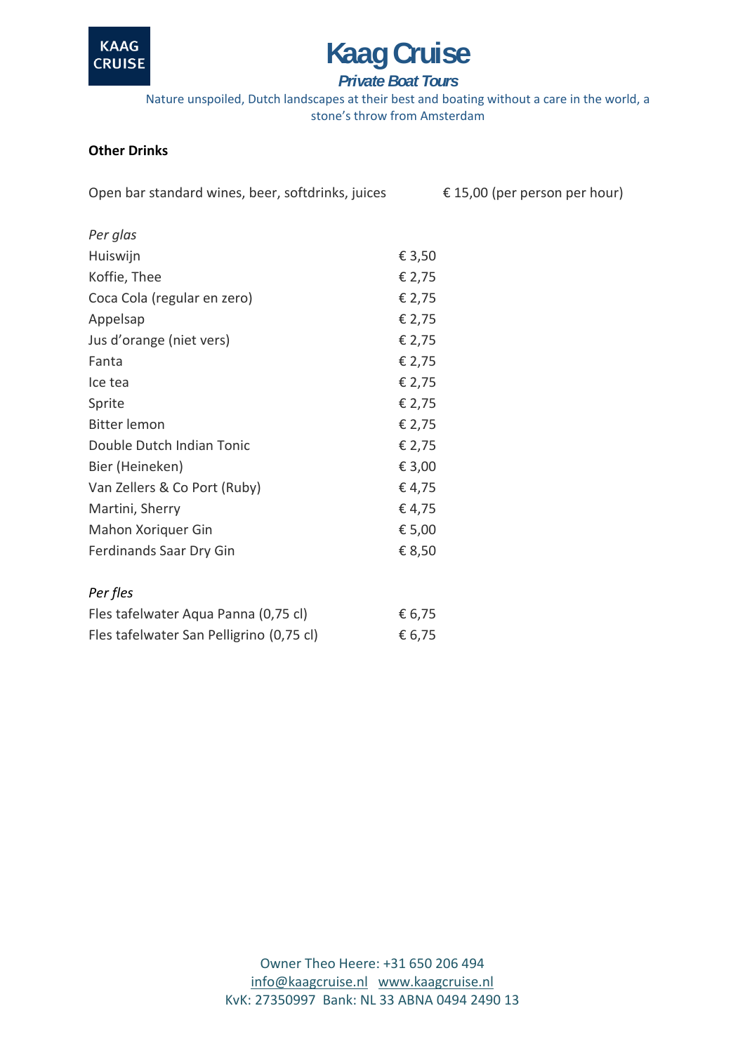# Kaag Cruise

***Private Boat Tours***

Nature unspoiled, Dutch landscapes at their best and boating without a care in the world, a stone's throw from Amsterdam

**Other Drinks**

Open bar standard wines, beer, softdrinks, juices € 15,00 (per person per hour)

*Per glas*

| | |
|---|---|
| Huiswijn | € 3,50 |
| Koffie, Thee | € 2,75 |
| Coca Cola (regular en zero) | € 2,75 |
| Appelsap | € 2,75 |
| Jus d'orange (niet vers) | € 2,75 |
| Fanta | € 2,75 |
| Ice tea | € 2,75 |
| Sprite | € 2,75 |
| Bitter lemon | € 2,75 |
| Double Dutch Indian Tonic | € 2,75 |
| Bier (Heineken) | € 3,00 |
| Van Zellers & Co Port (Ruby) | € 4,75 |
| Martini, Sherry | € 4,75 |
| Mahon Xoriquer Gin | € 5,00 |
| Ferdinands Saar Dry Gin | € 8,50 |

*Per fles*

| | |
|---|---|
| Fles tafelwater Aqua Panna (0,75 cl) | € 6,75 |
| Fles tafelwater San Pelligrino (0,75 cl) | € 6,75 |

Owner Theo Heere: +31 650 206 494
info@kaagcruise.nl www.kaagcruise.nl
KvK: 27350997 Bank: NL 33 ABNA 0494 2490 13